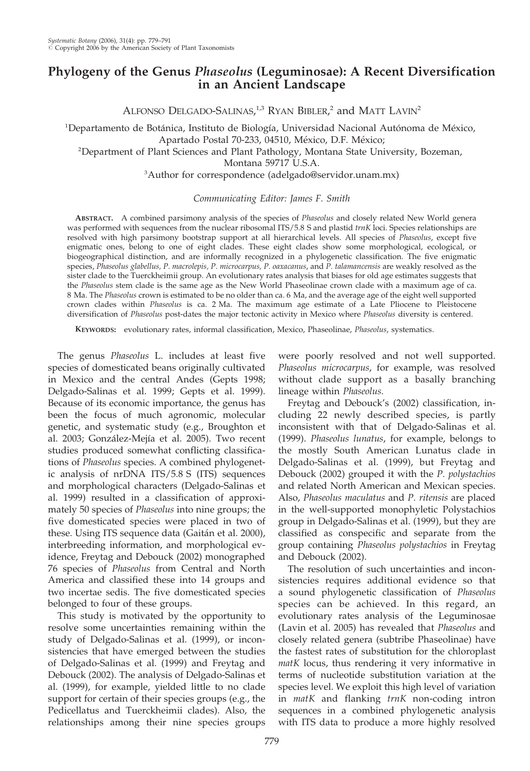# Phylogeny of the Genus *Phaseolus* (Leguminosae): A Recent Diversification in an Ancient Landscape

Alfonso Delgado-Salinas,[1,3] Ryan Bibler,[2] and Matt Lavin[2]

[1]Departamento de Botánica, Instituto de Biología, Universidad Nacional Autónoma de México, Apartado Postal 70-233, 04510, México, D.F. México;

[2]Department of Plant Sciences and Plant Pathology, Montana State University, Bozeman, Montana 59717 U.S.A.

[3]Author for correspondence (adelgado@servidor.unam.mx)

*Communicating Editor: James F. Smith*

**Abstract.** A combined parsimony analysis of the species of *Phaseolus* and closely related New World genera was performed with sequences from the nuclear ribosomal ITS/5.8 S and plastid *trnK* loci. Species relationships are resolved with high parsimony bootstrap support at all hierarchical levels. All species of *Phaseolus*, except five enigmatic ones, belong to one of eight clades. These eight clades show some morphological, ecological, or biogeographical distinction, and are informally recognized in a phylogenetic classification. The five enigmatic species, *Phaseolus glabellus, P. macrolepis, P. microcarpus, P. oaxacanus*, and *P. talamancensis* are weakly resolved as the sister clade to the Tuerckheimii group. An evolutionary rates analysis that biases for old age estimates suggests that the *Phaseolus* stem clade is the same age as the New World Phaseolinae crown clade with a maximum age of ca. 8 Ma. The *Phaseolus* crown is estimated to be no older than ca. 6 Ma, and the average age of the eight well supported crown clades within *Phaseolus* is ca. 2 Ma. The maximum age estimate of a Late Pliocene to Pleistocene diversification of *Phaseolus* post-dates the major tectonic activity in Mexico where *Phaseolus* diversity is centered.

**Keywords:** evolutionary rates, informal classification, Mexico, Phaseolinae, *Phaseolus*, systematics.

The genus *Phaseolus* L. includes at least five species of domesticated beans originally cultivated in Mexico and the central Andes (Gepts 1998; Delgado-Salinas et al. 1999; Gepts et al. 1999). Because of its economic importance, the genus has been the focus of much agronomic, molecular genetic, and systematic study (e.g., Broughton et al. 2003; González-Mejía et al. 2005). Two recent studies produced somewhat conflicting classifications of *Phaseolus* species. A combined phylogenetic analysis of nrDNA ITS/5.8 S (ITS) sequences and morphological characters (Delgado-Salinas et al. 1999) resulted in a classification of approximately 50 species of *Phaseolus* into nine groups; the five domesticated species were placed in two of these. Using ITS sequence data (Gaitán et al. 2000), interbreeding information, and morphological evidence, Freytag and Debouck (2002) monographed 76 species of *Phaseolus* from Central and North America and classified these into 14 groups and two incertae sedis. The five domesticated species belonged to four of these groups.

This study is motivated by the opportunity to resolve some uncertainties remaining within the study of Delgado-Salinas et al. (1999), or inconsistencies that have emerged between the studies of Delgado-Salinas et al. (1999) and Freytag and Debouck (2002). The analysis of Delgado-Salinas et al. (1999), for example, yielded little to no clade support for certain of their species groups (e.g., the Pedicellatus and Tuerckheimii clades). Also, the relationships among their nine species groups were poorly resolved and not well supported. *Phaseolus microcarpus*, for example, was resolved without clade support as a basally branching lineage within *Phaseolus*.

Freytag and Debouck's (2002) classification, including 22 newly described species, is partly inconsistent with that of Delgado-Salinas et al. (1999). *Phaseolus lunatus*, for example, belongs to the mostly South American Lunatus clade in Delgado-Salinas et al. (1999), but Freytag and Debouck (2002) grouped it with the *P. polystachios* and related North American and Mexican species. Also, *Phaseolus maculatus* and *P. ritensis* are placed in the well-supported monophyletic Polystachios group in Delgado-Salinas et al. (1999), but they are classified as conspecific and separate from the group containing *Phaseolus polystachios* in Freytag and Debouck (2002).

The resolution of such uncertainties and inconsistencies requires additional evidence so that a sound phylogenetic classification of *Phaseolus* species can be achieved. In this regard, an evolutionary rates analysis of the Leguminosae (Lavin et al. 2005) has revealed that *Phaseolus* and closely related genera (subtribe Phaseolinae) have the fastest rates of substitution for the chloroplast *matK* locus, thus rendering it very informative in terms of nucleotide substitution variation at the species level. We exploit this high level of variation in *matK* and flanking *trnK* non-coding intron sequences in a combined phylogenetic analysis with ITS data to produce a more highly resolved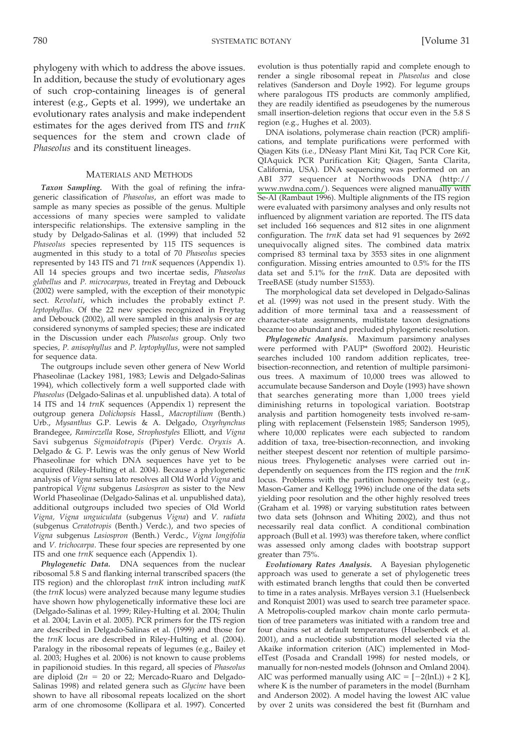phylogeny with which to address the above issues. In addition, because the study of evolutionary ages of such crop-containing lineages is of general interest (e.g., Gepts et al. 1999), we undertake an evolutionary rates analysis and make independent estimates for the ages derived from ITS and *trnK* sequences for the stem and crown clade of *Phaseolus* and its constituent lineages.

## MATERIALS AND METHODS

***Taxon Sampling.*** With the goal of refining the infrageneric classification of *Phaseolus*, an effort was made to sample as many species as possible of the genus. Multiple accessions of many species were sampled to validate interspecific relationships. The extensive sampling in the study by Delgado-Salinas et al. (1999) that included 52 *Phaseolus* species represented by 115 ITS sequences is augmented in this study to a total of 70 *Phaseolus* species represented by 143 ITS and 71 *trnK* sequences (Appendix 1). All 14 species groups and two incertae sedis, *Phaseolus glabellus* and *P. microcarpus*, treated in Freytag and Debouck (2002) were sampled, with the exception of their monotypic sect. *Revoluti*, which includes the probably extinct *P. leptophyllus*. Of the 22 new species recognized in Freytag and Debouck (2002), all were sampled in this analysis or are considered synonyms of sampled species; these are indicated in the Discussion under each *Phaseolus* group. Only two species, *P. anisophyllus* and *P. leptophyllus*, were not sampled for sequence data.

The outgroups include seven other genera of New World Phaseolinae (Lackey 1981, 1983; Lewis and Delgado-Salinas 1994), which collectively form a well supported clade with *Phaseolus* (Delgado-Salinas et al. 1999). A total of 14 ITS and 14 *trnK* sequences (Appendix 1) represent the outgroup genera *Dolichopsis* Hassl., *Macroptilium* (Benth.) Urb., *Mysanthus* G.P. Lewis & A. Delgado, *Oxyrhynchus* Brandegee, *Ramirezella* Rose, *Strophostyles* Elliott, and *Vigna* Savi subgenus *Sigmoidotropis* (Piper) Verdc. *Oryxis* A. Delgado & G. P. Lewis was the only genus of New World Phaseolinae for which DNA sequences have yet to be acquired (Riley-Hulting et al. 2004). Because a phylogenetic analysis of *Vigna* sensu lato resolves all Old World *Vigna* and pantropical *Vigna* subgenus *Lasiospron* as sister to the New World Phaseolinae (Delgado-Salinas et al. unpublished data), additional outgroups included two species of Old World *Vigna, Vigna unguiculata* (subgenus *Vigna*) and *V. radiata* (subgenus *Ceratotropis* (Benth.) Verdc.), and two species of *Vigna* subgenus *Lasiospron* (Benth.) Verdc., *Vigna longifolia* and *V. trichocarpa*. These four species are represented by one ITS and one *trnK* sequence each (Appendix 1).

***Phylogenetic Data.*** DNA sequences from the nuclear ribosomal 5.8 S and flanking internal transcribed spacers (the ITS region) and the chloroplast *trnK* intron including *matK* (the *trnK* locus) were analyzed because many legume studies have shown how phylogenetically informative these loci are (Delgado-Salinas et al. 1999; Riley-Hulting et al. 2004; Thulin et al. 2004; Lavin et al. 2005). PCR primers for the ITS region are described in Delgado-Salinas et al. (1999) and those for the *trnK* locus are described in Riley-Hulting et al. (2004). Paralogy in the ribosomal repeats of legumes (e.g., Bailey et al. 2003; Hughes et al. 2006) is not known to cause problems in papilionoid studies. In this regard, all species of *Phaseolus* are diploid ($2n = 20$ or 22; Mercado-Ruaro and Delgado-Salinas 1998) and related genera such as *Glycine* have been shown to have all ribosomal repeats localized on the short arm of one chromosome (Kollipara et al. 1997). Concerted evolution is thus potentially rapid and complete enough to render a single ribosomal repeat in *Phaseolus* and close relatives (Sanderson and Doyle 1992). For legume groups where paralogous ITS products are commonly amplified, they are readily identified as pseudogenes by the numerous small insertion-deletion regions that occur even in the 5.8 S region (e.g., Hughes et al. 2003).

DNA isolations, polymerase chain reaction (PCR) amplifications, and template purifications were performed with Qiagen Kits (i.e., DNeasy Plant Mini Kit, Taq PCR Core Kit, QIAquick PCR Purification Kit; Qiagen, Santa Clarita, California, USA). DNA sequencing was performed on an ABI 377 sequencer at Northwoods DNA (http://www.nwdna.com/). Sequences were aligned manually with Se-Al (Rambaut 1996). Multiple alignments of the ITS region were evaluated with parsimony analyses and only results not influenced by alignment variation are reported. The ITS data set included 166 sequences and 812 sites in one alignment configuration. The *trnK* data set had 91 sequences by 2692 unequivocally aligned sites. The combined data matrix comprised 83 terminal taxa by 3553 sites in one alignment configuration. Missing entries amounted to 0.5% for the ITS data set and 5.1% for the *trnK*. Data are deposited with TreeBASE (study number S1553).

The morphological data set developed in Delgado-Salinas et al. (1999) was not used in the present study. With the addition of more terminal taxa and a reassessment of character-state assignments, multistate taxon designations became too abundant and precluded phylogenetic resolution.

***Phylogenetic Analysis.*** Maximum parsimony analyses were performed with PAUP* (Swofford 2002). Heuristic searches included 100 random addition replicates, tree-bisection-reconnection, and retention of multiple parsimonious trees. A maximum of 10,000 trees was allowed to accumulate because Sanderson and Doyle (1993) have shown that searches generating more than 1,000 trees yield diminishing returns in topological variation. Bootstrap analysis and partition homogeneity tests involved re-sampling with replacement (Felsenstein 1985; Sanderson 1995), where 10,000 replicates were each subjected to random addition of taxa, tree-bisection-reconnection, and invoking neither steepest descent nor retention of multiple parsimonious trees. Phylogenetic analyses were carried out independently on sequences from the ITS region and the *trnK* locus. Problems with the partition homogeneity test (e.g., Mason-Gamer and Kellogg 1996) include one of the data sets yielding poor resolution and the other highly resolved trees (Graham et al. 1998) or varying substitution rates between two data sets (Johnson and Whiting 2002), and thus not necessarily real data conflict. A conditional combination approach (Bull et al. 1993) was therefore taken, where conflict was assessed only among clades with bootstrap support greater than 75%.

***Evolutionary Rates Analysis.*** A Bayesian phylogenetic approach was used to generate a set of phylogenetic trees with estimated branch lengths that could then be converted to time in a rates analysis. MrBayes version 3.1 (Huelsenbeck and Ronquist 2001) was used to search tree parameter space. A Metropolis-coupled markov chain monte carlo permutation of tree parameters was initiated with a random tree and four chains set at default temperatures (Huelsenbeck et al. 2001), and a nucleotide substitution model selected via the Akaike information criterion (AIC) implemented in ModelTest (Posada and Crandall 1998) for nested models, or manually for non-nested models (Johnson and Omland 2004). AIC was performed manually using $\mathrm{AIC} = [-2(\ln L)) + 2\,K]$, where K is the number of parameters in the model (Burnham and Anderson 2002). A model having the lowest AIC value by over 2 units was considered the best fit (Burnham and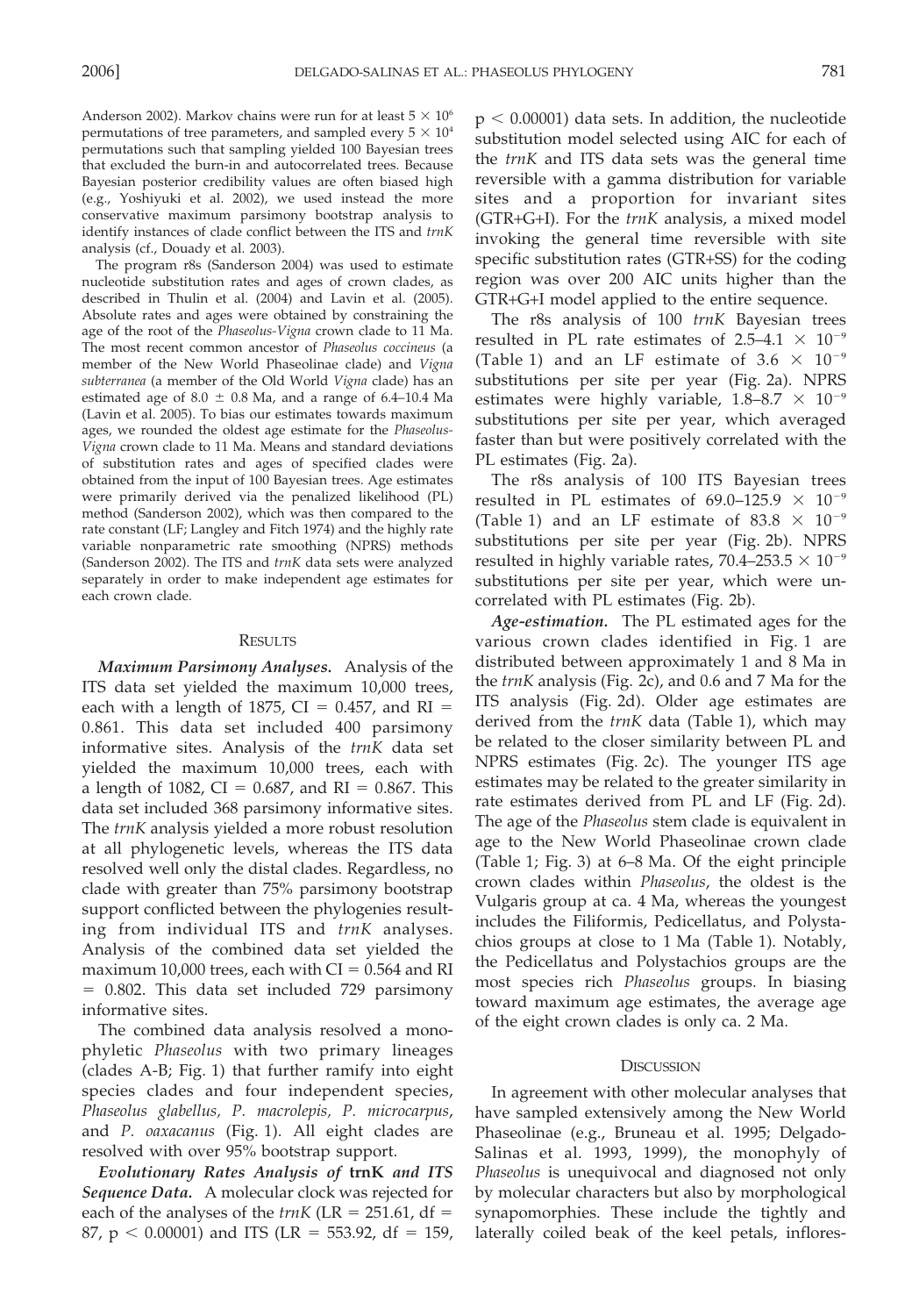Anderson 2002). Markov chains were run for at least $5 \times 10^6$ permutations of tree parameters, and sampled every $5 \times 10^4$ permutations such that sampling yielded 100 Bayesian trees that excluded the burn-in and autocorrelated trees. Because Bayesian posterior credibility values are often biased high (e.g., Yoshiyuki et al. 2002), we used instead the more conservative maximum parsimony bootstrap analysis to identify instances of clade conflict between the ITS and *trnK* analysis (cf., Douady et al. 2003).

The program r8s (Sanderson 2004) was used to estimate nucleotide substitution rates and ages of crown clades, as described in Thulin et al. (2004) and Lavin et al. (2005). Absolute rates and ages were obtained by constraining the age of the root of the *Phaseolus-Vigna* crown clade to 11 Ma. The most recent common ancestor of *Phaseolus coccineus* (a member of the New World Phaseolinae clade) and *Vigna subterranea* (a member of the Old World *Vigna* clade) has an estimated age of $8.0 \pm 0.8$ Ma, and a range of 6.4–10.4 Ma (Lavin et al. 2005). To bias our estimates towards maximum ages, we rounded the oldest age estimate for the *Phaseolus-Vigna* crown clade to 11 Ma. Means and standard deviations of substitution rates and ages of specified clades were obtained from the input of 100 Bayesian trees. Age estimates were primarily derived via the penalized likelihood (PL) method (Sanderson 2002), which was then compared to the rate constant (LF; Langley and Fitch 1974) and the highly rate variable nonparametric rate smoothing (NPRS) methods (Sanderson 2002). The ITS and *trnK* data sets were analyzed separately in order to make independent age estimates for each crown clade.

## Results

***Maximum Parsimony Analyses.*** Analysis of the ITS data set yielded the maximum 10,000 trees, each with a length of 1875, CI = 0.457, and RI = 0.861. This data set included 400 parsimony informative sites. Analysis of the *trnK* data set yielded the maximum 10,000 trees, each with a length of 1082, CI = 0.687, and RI = 0.867. This data set included 368 parsimony informative sites. The *trnK* analysis yielded a more robust resolution at all phylogenetic levels, whereas the ITS data resolved well only the distal clades. Regardless, no clade with greater than 75% parsimony bootstrap support conflicted between the phylogenies resulting from individual ITS and *trnK* analyses. Analysis of the combined data set yielded the maximum 10,000 trees, each with CI = 0.564 and RI = 0.802. This data set included 729 parsimony informative sites.

The combined data analysis resolved a monophyletic *Phaseolus* with two primary lineages (clades A-B; Fig. 1) that further ramify into eight species clades and four independent species, *Phaseolus glabellus*, *P. macrolepis*, *P. microcarpus*, and *P. oaxacanus* (Fig. 1). All eight clades are resolved with over 95% bootstrap support.

***Evolutionary Rates Analysis of* trnK *and ITS Sequence Data.*** A molecular clock was rejected for each of the analyses of the *trnK* (LR = 251.61, df = 87, $p < 0.00001$) and ITS (LR = 553.92, df = 159, $p < 0.00001$) data sets. In addition, the nucleotide substitution model selected using AIC for each of the *trnK* and ITS data sets was the general time reversible with a gamma distribution for variable sites and a proportion for invariant sites (GTR+G+I). For the *trnK* analysis, a mixed model invoking the general time reversible with site specific substitution rates (GTR+SS) for the coding region was over 200 AIC units higher than the GTR+G+I model applied to the entire sequence.

The r8s analysis of 100 *trnK* Bayesian trees resulted in PL rate estimates of $2.5–4.1 \times 10^{-9}$ (Table 1) and an LF estimate of $3.6 \times 10^{-9}$ substitutions per site per year (Fig. 2a). NPRS estimates were highly variable, $1.8–8.7 \times 10^{-9}$ substitutions per site per year, which averaged faster than but were positively correlated with the PL estimates (Fig. 2a).

The r8s analysis of 100 ITS Bayesian trees resulted in PL estimates of $69.0–125.9 \times 10^{-9}$ (Table 1) and an LF estimate of $83.8 \times 10^{-9}$ substitutions per site per year (Fig. 2b). NPRS resulted in highly variable rates, $70.4–253.5 \times 10^{-9}$ substitutions per site per year, which were uncorrelated with PL estimates (Fig. 2b).

***Age-estimation.*** The PL estimated ages for the various crown clades identified in Fig. 1 are distributed between approximately 1 and 8 Ma in the *trnK* analysis (Fig. 2c), and 0.6 and 7 Ma for the ITS analysis (Fig. 2d). Older age estimates are derived from the *trnK* data (Table 1), which may be related to the closer similarity between PL and NPRS estimates (Fig. 2c). The younger ITS age estimates may be related to the greater similarity in rate estimates derived from PL and LF (Fig. 2d). The age of the *Phaseolus* stem clade is equivalent in age to the New World Phaseolinae crown clade (Table 1; Fig. 3) at 6–8 Ma. Of the eight principle crown clades within *Phaseolus*, the oldest is the Vulgaris group at ca. 4 Ma, whereas the youngest includes the Filiformis, Pedicellatus, and Polystachios groups at close to 1 Ma (Table 1). Notably, the Pedicellatus and Polystachios groups are the most species rich *Phaseolus* groups. In biasing toward maximum age estimates, the average age of the eight crown clades is only ca. 2 Ma.

## Discussion

In agreement with other molecular analyses that have sampled extensively among the New World Phaseolinae (e.g., Bruneau et al. 1995; Delgado-Salinas et al. 1993, 1999), the monophyly of *Phaseolus* is unequivocal and diagnosed not only by molecular characters but also by morphological synapomorphies. These include the tightly and laterally coiled beak of the keel petals, inflores-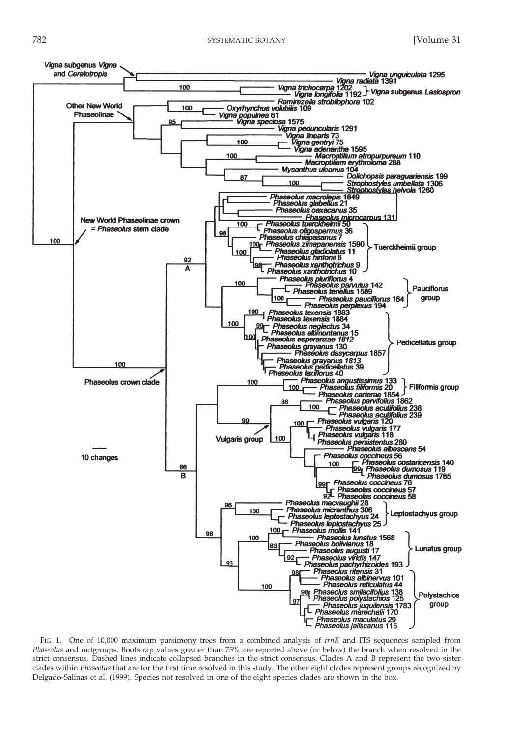FIG. 1. One of 10,000 maximum parsimony trees from a combined analysis of *trnK* and ITS sequences sampled from *Phaseolus* and outgroups. Bootstrap values greater than 75% are reported above (or below) the branch when resolved in the strict consensus. Dashed lines indicate collapsed branches in the strict consensus. Clades A and B represent the two sister clades within *Phaseolus* that are for the first time resolved in this study. The other eight clades represent groups recognized by Delgado-Salinas et al. (1999). Species not resolved in one of the eight species clades are shown in the box.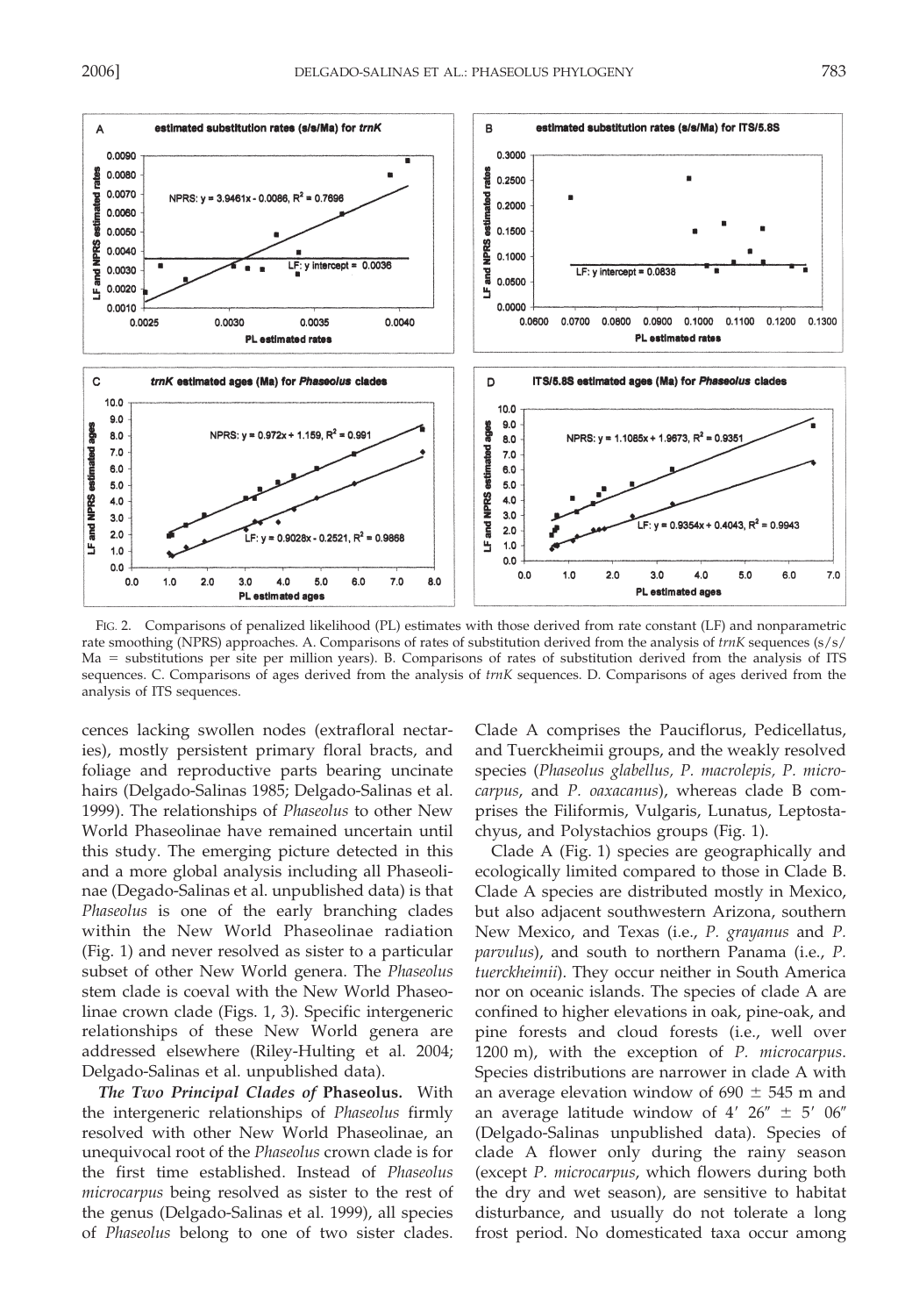FIG. 2. Comparisons of penalized likelihood (PL) estimates with those derived from rate constant (LF) and nonparametric rate smoothing (NPRS) approaches. A. Comparisons of rates of substitution derived from the analysis of *trnK* sequences (s/s/Ma = substitutions per site per million years). B. Comparisons of rates of substitution derived from the analysis of ITS sequences. C. Comparisons of ages derived from the analysis of *trnK* sequences. D. Comparisons of ages derived from the analysis of ITS sequences.

cences lacking swollen nodes (extrafloral nectaries), mostly persistent primary floral bracts, and foliage and reproductive parts bearing uncinate hairs (Delgado-Salinas 1985; Delgado-Salinas et al. 1999). The relationships of *Phaseolus* to other New World Phaseolinae have remained uncertain until this study. The emerging picture detected in this and a more global analysis including all Phaseolinae (Degado-Salinas et al. unpublished data) is that *Phaseolus* is one of the early branching clades within the New World Phaseolinae radiation (Fig. 1) and never resolved as sister to a particular subset of other New World genera. The *Phaseolus* stem clade is coeval with the New World Phaseolinae crown clade (Figs. 1, 3). Specific intergeneric relationships of these New World genera are addressed elsewhere (Riley-Hulting et al. 2004; Delgado-Salinas et al. unpublished data).

***The Two Principal Clades of* Phaseolus.** With the intergeneric relationships of *Phaseolus* firmly resolved with other New World Phaseolinae, an unequivocal root of the *Phaseolus* crown clade is for the first time established. Instead of *Phaseolus microcarpus* being resolved as sister to the rest of the genus (Delgado-Salinas et al. 1999), all species of *Phaseolus* belong to one of two sister clades. Clade A comprises the Pauciflorus, Pedicellatus, and Tuerckheimii groups, and the weakly resolved species (*Phaseolus glabellus, P. macrolepis, P. microcarpus*, and *P. oaxacanus*), whereas clade B comprises the Filiformis, Vulgaris, Lunatus, Leptostachyus, and Polystachios groups (Fig. 1).

Clade A (Fig. 1) species are geographically and ecologically limited compared to those in Clade B. Clade A species are distributed mostly in Mexico, but also adjacent southwestern Arizona, southern New Mexico, and Texas (i.e., *P. grayanus* and *P. parvulus*), and south to northern Panama (i.e., *P. tuerckheimii*). They occur neither in South America nor on oceanic islands. The species of clade A are confined to higher elevations in oak, pine-oak, and pine forests and cloud forests (i.e., well over 1200 m), with the exception of *P. microcarpus*. Species distributions are narrower in clade A with an average elevation window of 690 ± 545 m and an average latitude window of 4′ 26″ ± 5′ 06″ (Delgado-Salinas unpublished data). Species of clade A flower only during the rainy season (except *P. microcarpus*, which flowers during both the dry and wet season), are sensitive to habitat disturbance, and usually do not tolerate a long frost period. No domesticated taxa occur among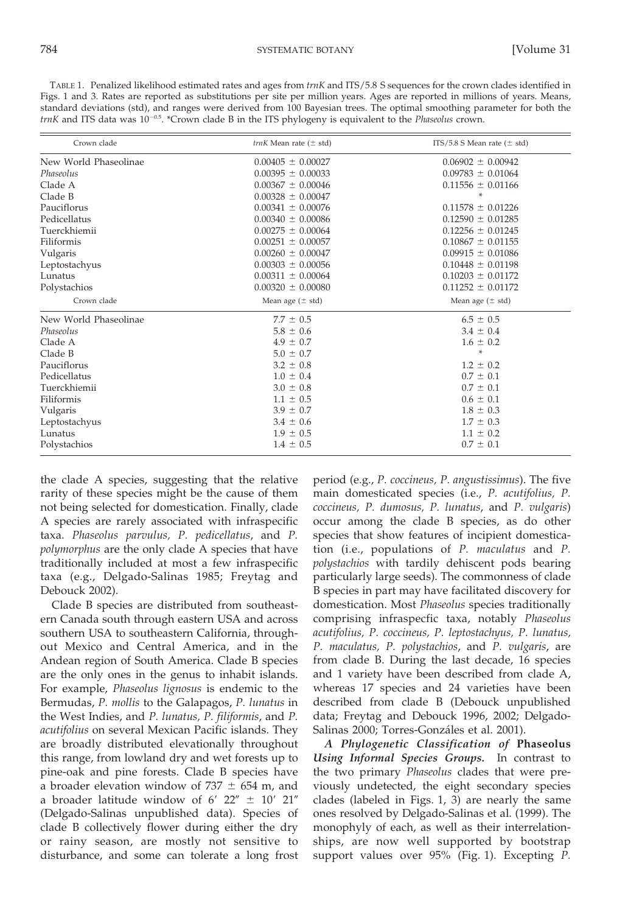TABLE 1. Penalized likelihood estimated rates and ages from *trnK* and ITS/5.8 S sequences for the crown clades identified in Figs. 1 and 3. Rates are reported as substitutions per site per million years. Ages are reported in millions of years. Means, standard deviations (std), and ranges were derived from 100 Bayesian trees. The optimal smoothing parameter for both the *trnK* and ITS data was $10^{-0.5}$. *Crown clade B in the ITS phylogeny is equivalent to the *Phaseolus* crown.

| Crown clade | *trnK* Mean rate (± std) | ITS/5.8 S Mean rate (± std) |
|---|---|---|
| New World Phaseolinae | 0.00405 ± 0.00027 | 0.06902 ± 0.00942 |
| *Phaseolus* | 0.00395 ± 0.00033 | 0.09783 ± 0.01064 |
| Clade A | 0.00367 ± 0.00046 | 0.11556 ± 0.01166 |
| Clade B | 0.00328 ± 0.00047 | * |
| Pauciflorus | 0.00341 ± 0.00076 | 0.11578 ± 0.01226 |
| Pedicellatus | 0.00340 ± 0.00086 | 0.12590 ± 0.01285 |
| Tuerckhiemii | 0.00275 ± 0.00064 | 0.12256 ± 0.01245 |
| Filiformis | 0.00251 ± 0.00057 | 0.10867 ± 0.01155 |
| Vulgaris | 0.00260 ± 0.00047 | 0.09915 ± 0.01086 |
| Leptostachyus | 0.00303 ± 0.00056 | 0.10448 ± 0.01198 |
| Lunatus | 0.00311 ± 0.00064 | 0.10203 ± 0.01172 |
| Polystachios | 0.00320 ± 0.00080 | 0.11252 ± 0.01172 |
| **Crown clade** | **Mean age (± std)** | **Mean age (± std)** |
| New World Phaseolinae | 7.7 ± 0.5 | 6.5 ± 0.5 |
| *Phaseolus* | 5.8 ± 0.6 | 3.4 ± 0.4 |
| Clade A | 4.9 ± 0.7 | 1.6 ± 0.2 |
| Clade B | 5.0 ± 0.7 | * |
| Pauciflorus | 3.2 ± 0.8 | 1.2 ± 0.2 |
| Pedicellatus | 1.0 ± 0.4 | 0.7 ± 0.1 |
| Tuerckhiemii | 3.0 ± 0.8 | 0.7 ± 0.1 |
| Filiformis | 1.1 ± 0.5 | 0.6 ± 0.1 |
| Vulgaris | 3.9 ± 0.7 | 1.8 ± 0.3 |
| Leptostachyus | 3.4 ± 0.6 | 1.7 ± 0.3 |
| Lunatus | 1.9 ± 0.5 | 1.1 ± 0.2 |
| Polystachios | 1.4 ± 0.5 | 0.7 ± 0.1 |

the clade A species, suggesting that the relative rarity of these species might be the cause of them not being selected for domestication. Finally, clade A species are rarely associated with infraspecific taxa. *Phaseolus parvulus, P. pedicellatus*, and *P. polymorphus* are the only clade A species that have traditionally included at most a few infraspecific taxa (e.g., Delgado-Salinas 1985; Freytag and Debouck 2002).

Clade B species are distributed from southeastern Canada south through eastern USA and across southern USA to southeastern California, throughout Mexico and Central America, and in the Andean region of South America. Clade B species are the only ones in the genus to inhabit islands. For example, *Phaseolus lignosus* is endemic to the Bermudas, *P. mollis* to the Galapagos, *P. lunatus* in the West Indies, and *P. lunatus, P. filiformis*, and *P. acutifolius* on several Mexican Pacific islands. They are broadly distributed elevationally throughout this range, from lowland dry and wet forests up to pine-oak and pine forests. Clade B species have a broader elevation window of 737 ± 654 m, and a broader latitude window of 6′ 22″ ± 10′ 21″ (Delgado-Salinas unpublished data). Species of clade B collectively flower during either the dry or rainy season, are mostly not sensitive to disturbance, and some can tolerate a long frost period (e.g., *P. coccineus, P. angustissimus*). The five main domesticated species (i.e., *P. acutifolius, P. coccineus, P. dumosus, P. lunatus*, and *P. vulgaris*) occur among the clade B species, as do other species that show features of incipient domestication (i.e., populations of *P. maculatus* and *P. polystachios* with tardily dehiscent pods bearing particularly large seeds). The commonness of clade B species in part may have facilitated discovery for domestication. Most *Phaseolus* species traditionally comprising infraspecfic taxa, notably *Phaseolus acutifolius, P. coccineus, P. leptostachyus, P. lunatus, P. maculatus, P. polystachios*, and *P. vulgaris*, are from clade B. During the last decade, 16 species and 1 variety have been described from clade A, whereas 17 species and 24 varieties have been described from clade B (Debouck unpublished data; Freytag and Debouck 1996, 2002; Delgado-Salinas 2000; Torres-Gonzáles et al. 2001).

*A Phylogenetic Classification of* **Phaseolus** *Using Informal Species Groups.* In contrast to the two primary *Phaseolus* clades that were previously undetected, the eight secondary species clades (labeled in Figs. 1, 3) are nearly the same ones resolved by Delgado-Salinas et al. (1999). The monophyly of each, as well as their interrelationships, are now well supported by bootstrap support values over 95% (Fig. 1). Excepting *P.*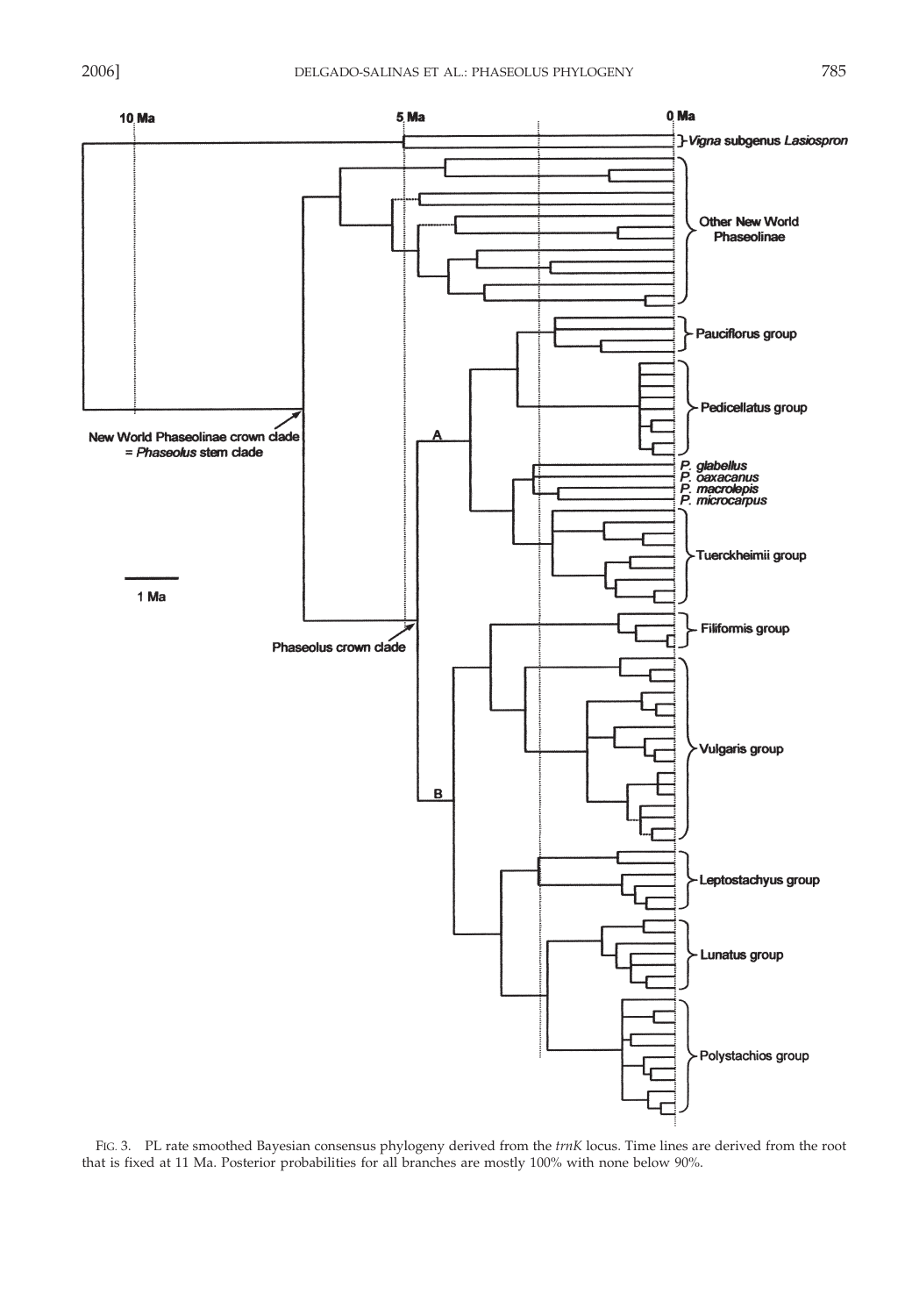FIG. 3. PL rate smoothed Bayesian consensus phylogeny derived from the *trnK* locus. Time lines are derived from the root that is fixed at 11 Ma. Posterior probabilities for all branches are mostly 100% with none below 90%.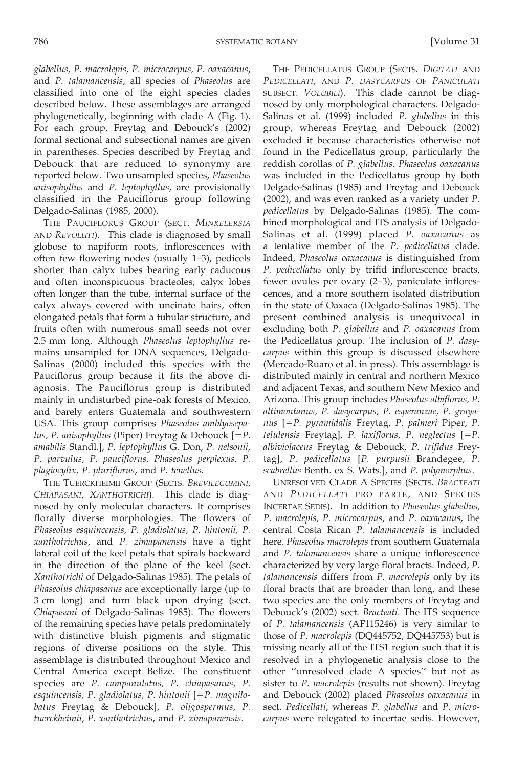*glabellus, P. macrolepis, P. microcarpus, P. oaxacanus*, and *P. talamancensis*, all species of *Phaseolus* are classified into one of the eight species clades described below. These assemblages are arranged phylogenetically, beginning with clade A (Fig. 1). For each group, Freytag and Debouck's (2002) formal sectional and subsectional names are given in parentheses. Species described by Freytag and Debouck that are reduced to synonymy are reported below. Two unsampled species, *Phaseolus anisophyllus* and *P. leptophyllus*, are provisionally classified in the Pauciflorus group following Delgado-Salinas (1985, 2000).

THE PAUCIFLORUS GROUP (SECT. *MINKELERSIA* AND *REVOLUTI*). This clade is diagnosed by small globose to napiform roots, inflorescences with often few flowering nodes (usually 1–3), pedicels shorter than calyx tubes bearing early caducous and often inconspicuous bracteoles, calyx lobes often longer than the tube, internal surface of the calyx always covered with uncinate hairs, often elongated petals that form a tubular structure, and fruits often with numerous small seeds not over 2.5 mm long. Although *Phaseolus leptophyllus* remains unsampled for DNA sequences, Delgado-Salinas (2000) included this species with the Pauciflorus group because it fits the above diagnosis. The Pauciflorus group is distributed mainly in undisturbed pine-oak forests of Mexico, and barely enters Guatemala and southwestern USA. This group comprises *Phaseolus amblyosepalus, P. anisophyllus* (Piper) Freytag & Debouck [=*P. amabilis* Standl.], *P. leptophyllus* G. Don, *P. nelsonii, P. parvulus, P. pauciflorus, Phaseolus perplexus, P. plagiocylix, P. pluriflorus*, and *P. tenellus*.

THE TUERCKHEIMII GROUP (SECTS. *BREVILEGUMINI*, *CHIAPASANI*, *XANTHOTRICHI*). This clade is diagnosed by only molecular characters. It comprises florally diverse morphologies. The flowers of *Phaseolus esquincensis, P. gladiolatus, P. hintonii, P. xanthotrichus*, and *P. zimapanensis* have a tight lateral coil of the keel petals that spirals backward in the direction of the plane of the keel (sect. *Xanthotrichi* of Delgado-Salinas 1985). The petals of *Phaseolus chiapasanus* are exceptionally large (up to 3 cm long) and turn black upon drying (sect. *Chiapasani* of Delgado-Salinas 1985). The flowers of the remaining species have petals predominately with distinctive bluish pigments and stigmatic regions of diverse positions on the style. This assemblage is distributed throughout Mexico and Central America except Belize. The constituent species are *P. campanulatus, P. chiapasanus, P. esquincensis, P. gladiolatus, P. hintonii* [=*P. magnilobatus* Freytag & Debouck], *P. oligospermus, P. tuerckheimii, P. xanthotrichus*, and *P. zimapanensis*.

THE PEDICELLATUS GROUP (SECTS. *DIGITATI* AND *PEDICELLATI*, AND *P. DASYCARPUS* OF *PANICULATI* SUBSECT. *VOLUBILI*). This clade cannot be diagnosed by only morphological characters. Delgado-Salinas et al. (1999) included *P. glabellus* in this group, whereas Freytag and Debouck (2002) excluded it because characteristics otherwise not found in the Pedicellatus group, particularly the reddish corollas of *P. glabellus*. *Phaseolus oaxacanus* was included in the Pedicellatus group by both Delgado-Salinas (1985) and Freytag and Debouck (2002), and was even ranked as a variety under *P. pedicellatus* by Delgado-Salinas (1985). The combined morphological and ITS analysis of Delgado-Salinas et al. (1999) placed *P. oaxacanus* as a tentative member of the *P. pedicellatus* clade. Indeed, *Phaseolus oaxacanus* is distinguished from *P. pedicellatus* only by trifid inflorescence bracts, fewer ovules per ovary (2–3), paniculate inflorescences, and a more southern isolated distribution in the state of Oaxaca (Delgado-Salinas 1985). The present combined analysis is unequivocal in excluding both *P. glabellus* and *P. oaxacanus* from the Pedicellatus group. The inclusion of *P. dasycarpus* within this group is discussed elsewhere (Mercado-Ruaro et al. in press). This assemblage is distributed mainly in central and northern Mexico and adjacent Texas, and southern New Mexico and Arizona. This group includes *Phaseolus albiflorus, P. altimontanus, P. dasycarpus, P. esperanzae, P. grayanus* [=*P. pyramidalis* Freytag, *P. palmeri* Piper, *P. telulensis* Freytag], *P. laxiflorus, P. neglectus* [=*P. albiviolaceus* Freytag & Debouck, *P. trifidus* Freytag], *P. pedicellatus* [*P. purpusii* Brandegee, *P. scabrellus* Benth. ex S. Wats.], and *P. polymorphus*.

UNRESOLVED CLADE A SPECIES (SECTS. *BRACTEATI* AND *PEDICELLATI* PRO PARTE, AND SPECIES INCERTAE SEDIS). In addition to *Phaseolus glabellus, P. macrolepis, P. microcarpus*, and *P. oaxacanus*, the central Costa Rican *P. talamancensis* is included here. *Phaseolus macrolepis* from southern Guatemala and *P. talamancensis* share a unique inflorescence characterized by very large floral bracts. Indeed, *P. talamancensis* differs from *P. macrolepis* only by its floral bracts that are broader than long, and these two species are the only members of Freytag and Debouck's (2002) sect. *Bracteati*. The ITS sequence of *P. talamancensis* (AF115246) is very similar to those of *P. macrolepis* (DQ445752, DQ445753) but is missing nearly all of the ITS1 region such that it is resolved in a phylogenetic analysis close to the other ''unresolved clade A species'' but not as sister to *P. macrolepis* (results not shown). Freytag and Debouck (2002) placed *Phaseolus oaxacanus* in sect. *Pedicellati*, whereas *P. glabellus* and *P. microcarpus* were relegated to incertae sedis. However,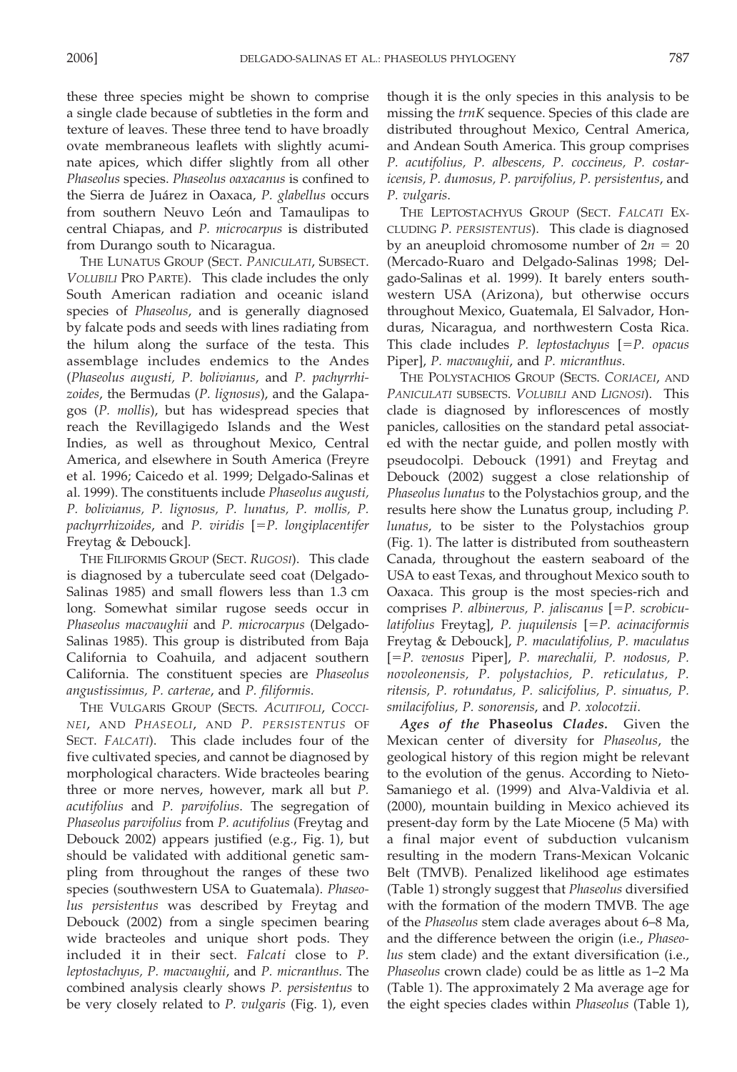these three species might be shown to comprise a single clade because of subtleties in the form and texture of leaves. These three tend to have broadly ovate membraneous leaflets with slightly acuminate apices, which differ slightly from all other *Phaseolus* species. *Phaseolus oaxacanus* is confined to the Sierra de Juárez in Oaxaca, *P. glabellus* occurs from southern Neuvo León and Tamaulipas to central Chiapas, and *P. microcarpus* is distributed from Durango south to Nicaragua.

THE LUNATUS GROUP (SECT. *PANICULATI*, SUBSECT. *VOLUBILI* PRO PARTE). This clade includes the only South American radiation and oceanic island species of *Phaseolus*, and is generally diagnosed by falcate pods and seeds with lines radiating from the hilum along the surface of the testa. This assemblage includes endemics to the Andes (*Phaseolus augusti*, *P. bolivianus*, and *P. pachyrrhizoides*, the Bermudas (*P. lignosus*), and the Galapagos (*P. mollis*), but has widespread species that reach the Revillagigedo Islands and the West Indies, as well as throughout Mexico, Central America, and elsewhere in South America (Freyre et al. 1996; Caicedo et al. 1999; Delgado-Salinas et al. 1999). The constituents include *Phaseolus augusti, P. bolivianus, P. lignosus, P. lunatus, P. mollis, P. pachyrrhizoides*, and *P. viridis* [=*P. longiplacentifer* Freytag & Debouck].

THE FILIFORMIS GROUP (SECT. *RUGOSI*). This clade is diagnosed by a tuberculate seed coat (Delgado-Salinas 1985) and small flowers less than 1.3 cm long. Somewhat similar rugose seeds occur in *Phaseolus macvaughii* and *P. microcarpus* (Delgado-Salinas 1985). This group is distributed from Baja California to Coahuila, and adjacent southern California. The constituent species are *Phaseolus angustissimus, P. carterae*, and *P. filiformis*.

THE VULGARIS GROUP (SECTS. *ACUTIFOLI*, *COCCINEI*, AND *PHASEOLI*, AND *P. PERSISTENTUS* OF SECT. *FALCATI*). This clade includes four of the five cultivated species, and cannot be diagnosed by morphological characters. Wide bracteoles bearing three or more nerves, however, mark all but *P. acutifolius* and *P. parvifolius*. The segregation of *Phaseolus parvifolius* from *P. acutifolius* (Freytag and Debouck 2002) appears justified (e.g., Fig. 1), but should be validated with additional genetic sampling from throughout the ranges of these two species (southwestern USA to Guatemala). *Phaseolus persistentus* was described by Freytag and Debouck (2002) from a single specimen bearing wide bracteoles and unique short pods. They included it in their sect. *Falcati* close to *P. leptostachyus, P. macvaughii*, and *P. micranthus*. The combined analysis clearly shows *P. persistentus* to be very closely related to *P. vulgaris* (Fig. 1), even though it is the only species in this analysis to be missing the *trnK* sequence. Species of this clade are distributed throughout Mexico, Central America, and Andean South America. This group comprises *P. acutifolius, P. albescens, P. coccineus, P. costaricensis, P. dumosus, P. parvifolius, P. persistentus*, and *P. vulgaris*.

THE LEPTOSTACHYUS GROUP (SECT. *FALCATI* EXCLUDING *P. PERSISTENTUS*). This clade is diagnosed by an aneuploid chromosome number of $2n = 20$ (Mercado-Ruaro and Delgado-Salinas 1998; Delgado-Salinas et al. 1999). It barely enters southwestern USA (Arizona), but otherwise occurs throughout Mexico, Guatemala, El Salvador, Honduras, Nicaragua, and northwestern Costa Rica. This clade includes *P. leptostachyus* [=*P. opacus* Piper], *P. macvaughii*, and *P. micranthus*.

THE POLYSTACHIOS GROUP (SECTS. *CORIACEI*, AND *PANICULATI* SUBSECTS. *VOLUBILI* AND *LIGNOSI*). This clade is diagnosed by inflorescences of mostly panicles, callosities on the standard petal associated with the nectar guide, and pollen mostly with pseudocolpi. Debouck (1991) and Freytag and Debouck (2002) suggest a close relationship of *Phaseolus lunatus* to the Polystachios group, and the results here show the Lunatus group, including *P. lunatus*, to be sister to the Polystachios group (Fig. 1). The latter is distributed from southeastern Canada, throughout the eastern seaboard of the USA to east Texas, and throughout Mexico south to Oaxaca. This group is the most species-rich and comprises *P. albinervus, P. jaliscanus* [=*P. scrobiculatifolius* Freytag], *P. juquilensis* [=*P. acinaciformis* Freytag & Debouck], *P. maculatifolius, P. maculatus* [=*P. venosus* Piper], *P. marechalii, P. nodosus, P. novoleonensis, P. polystachios, P. reticulatus, P. ritensis, P. rotundatus, P. salicifolius, P. sinuatus, P. smilacifolius, P. sonorensis*, and *P. xolocotzii*.

***Ages of the* Phaseolus *Clades.*** Given the Mexican center of diversity for *Phaseolus*, the geological history of this region might be relevant to the evolution of the genus. According to Nieto-Samaniego et al. (1999) and Alva-Valdivia et al. (2000), mountain building in Mexico achieved its present-day form by the Late Miocene (5 Ma) with a final major event of subduction vulcanism resulting in the modern Trans-Mexican Volcanic Belt (TMVB). Penalized likelihood age estimates (Table 1) strongly suggest that *Phaseolus* diversified with the formation of the modern TMVB. The age of the *Phaseolus* stem clade averages about 6–8 Ma, and the difference between the origin (i.e., *Phaseolus* stem clade) and the extant diversification (i.e., *Phaseolus* crown clade) could be as little as 1–2 Ma (Table 1). The approximately 2 Ma average age for the eight species clades within *Phaseolus* (Table 1),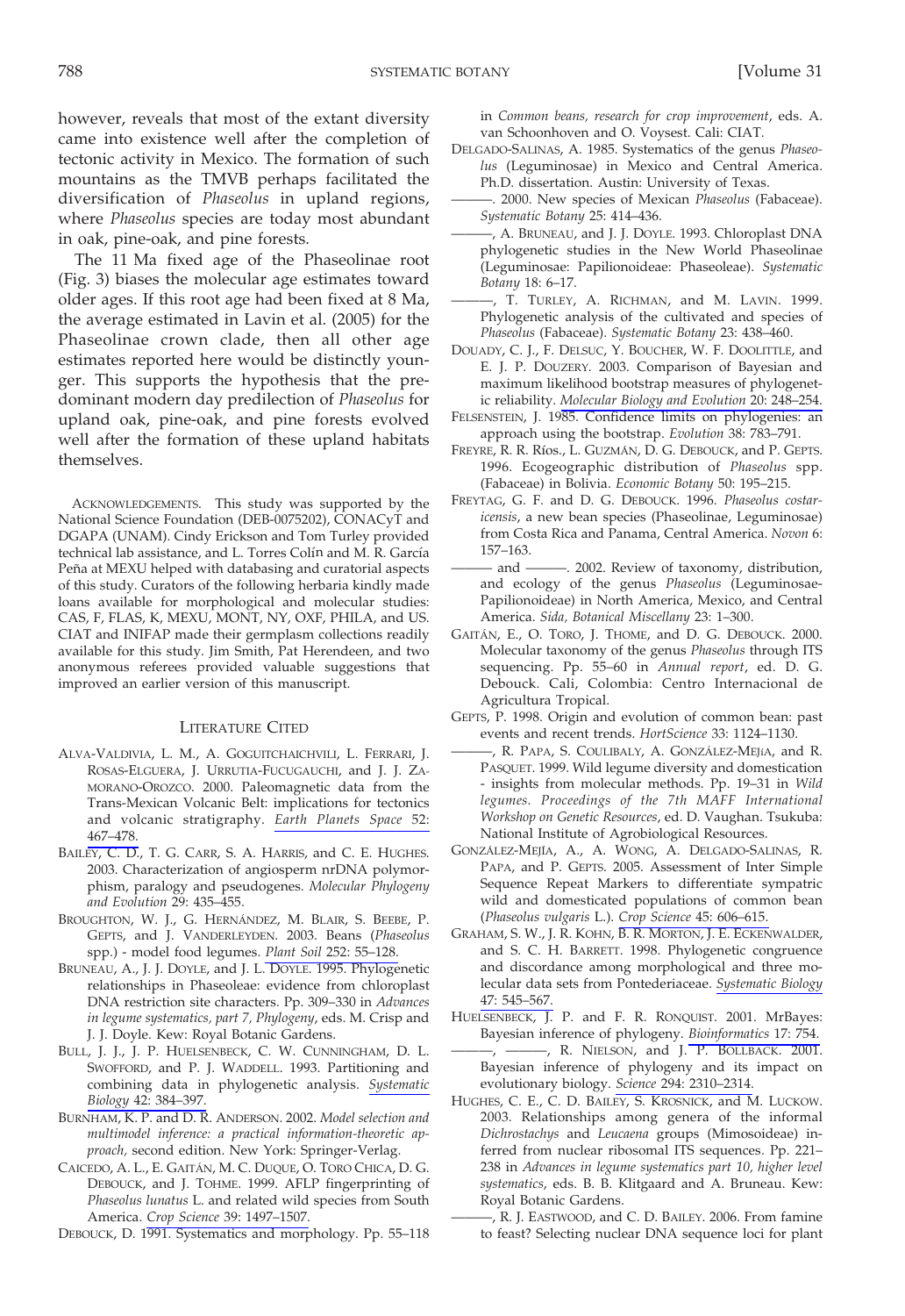however, reveals that most of the extant diversity came into existence well after the completion of tectonic activity in Mexico. The formation of such mountains as the TMVB perhaps facilitated the diversification of *Phaseolus* in upland regions, where *Phaseolus* species are today most abundant in oak, pine-oak, and pine forests.

The 11 Ma fixed age of the Phaseolinae root (Fig. 3) biases the molecular age estimates toward older ages. If this root age had been fixed at 8 Ma, the average estimated in Lavin et al. (2005) for the Phaseolinae crown clade, then all other age estimates reported here would be distinctly younger. This supports the hypothesis that the predominant modern day predilection of *Phaseolus* for upland oak, pine-oak, and pine forests evolved well after the formation of these upland habitats themselves.

ACKNOWLEDGEMENTS. This study was supported by the National Science Foundation (DEB-0075202), CONACyT and DGAPA (UNAM). Cindy Erickson and Tom Turley provided technical lab assistance, and L. Torres Colín and M. R. García Peña at MEXU helped with databasing and curatorial aspects of this study. Curators of the following herbaria kindly made loans available for morphological and molecular studies: CAS, F, FLAS, K, MEXU, MONT, NY, OXF, PHILA, and US. CIAT and INIFAP made their germplasm collections readily available for this study. Jim Smith, Pat Herendeen, and two anonymous referees provided valuable suggestions that improved an earlier version of this manuscript.

## LITERATURE CITED

ALVA-VALDIVIA, L. M., A. GOGUITCHAICHVILI, L. FERRARI, J. ROSAS-ELGUERA, J. URRUTIA-FUCUGAUCHI, and J. J. ZAMORANO-OROZCO. 2000. Paleomagnetic data from the Trans-Mexican Volcanic Belt: implications for tectonics and volcanic stratigraphy. *Earth Planets Space* 52: 467–478.

BAILEY, C. D., T. G. CARR, S. A. HARRIS, and C. E. HUGHES. 2003. Characterization of angiosperm nrDNA polymorphism, paralogy and pseudogenes. *Molecular Phylogeny and Evolution* 29: 435–455.

BROUGHTON, W. J., G. HERNÁNDEZ, M. BLAIR, S. BEEBE, P. GEPTS, and J. VANDERLEYDEN. 2003. Beans (*Phaseolus* spp.) - model food legumes. *Plant Soil* 252: 55–128.

BRUNEAU, A., J. J. DOYLE, and J. L. DOYLE. 1995. Phylogenetic relationships in Phaseoleae: evidence from chloroplast DNA restriction site characters. Pp. 309–330 in *Advances in legume systematics, part 7, Phylogeny*, eds. M. Crisp and J. J. Doyle. Kew: Royal Botanic Gardens.

BULL, J. J., J. P. HUELSENBECK, C. W. CUNNINGHAM, D. L. SWOFFORD, and P. J. WADDELL. 1993. Partitioning and combining data in phylogenetic analysis. *Systematic Biology* 42: 384–397.

BURNHAM, K. P. and D. R. ANDERSON. 2002. *Model selection and multimodel inference: a practical information-theoretic approach,* second edition. New York: Springer-Verlag.

CAICEDO, A. L., E. GAITÁN, M. C. DUQUE, O. TORO CHICA, D. G. DEBOUCK, and J. TOHME. 1999. AFLP fingerprinting of *Phaseolus lunatus* L. and related wild species from South America. *Crop Science* 39: 1497–1507.

DEBOUCK, D. 1991. Systematics and morphology. Pp. 55–118 in *Common beans, research for crop improvement*, eds. A. van Schoonhoven and O. Voysest. Cali: CIAT.

DELGADO-SALINAS, A. 1985. Systematics of the genus *Phaseolus* (Leguminosae) in Mexico and Central America. Ph.D. dissertation. Austin: University of Texas.

———. 2000. New species of Mexican *Phaseolus* (Fabaceae). *Systematic Botany* 25: 414–436.

———, A. BRUNEAU, and J. J. DOYLE. 1993. Chloroplast DNA phylogenetic studies in the New World Phaseolinae (Leguminosae: Papilionoideae: Phaseoleae). *Systematic Botany* 18: 6–17.

———, T. TURLEY, A. RICHMAN, and M. LAVIN. 1999. Phylogenetic analysis of the cultivated and species of *Phaseolus* (Fabaceae). *Systematic Botany* 23: 438–460.

DOUADY, C. J., F. DELSUC, Y. BOUCHER, W. F. DOOLITTLE, and E. J. P. DOUZERY. 2003. Comparison of Bayesian and maximum likelihood bootstrap measures of phylogenetic reliability. *Molecular Biology and Evolution* 20: 248–254.

FELSENSTEIN, J. 1985. Confidence limits on phylogenies: an approach using the bootstrap. *Evolution* 38: 783–791.

FREYRE, R. R. RÍOS., L. GUZMÁN, D. G. DEBOUCK, and P. GEPTS. 1996. Ecogeographic distribution of *Phaseolus* spp. (Fabaceae) in Bolivia. *Economic Botany* 50: 195–215.

FREYTAG, G. F. and D. G. DEBOUCK. 1996. *Phaseolus costaricensis*, a new bean species (Phaseolinae, Leguminosae) from Costa Rica and Panama, Central America. *Novon* 6: 157–163.

——— and ———. 2002. Review of taxonomy, distribution, and ecology of the genus *Phaseolus* (Leguminosae-Papilionoideae) in North America, Mexico, and Central America. *Sida, Botanical Miscellany* 23: 1–300.

GAITÁN, E., O. TORO, J. THOME, and D. G. DEBOUCK. 2000. Molecular taxonomy of the genus *Phaseolus* through ITS sequencing. Pp. 55–60 in *Annual report*, ed. D. G. Debouck. Cali, Colombia: Centro Internacional de Agricultura Tropical.

GEPTS, P. 1998. Origin and evolution of common bean: past events and recent trends. *HortScience* 33: 1124–1130.

———, R. PAPA, S. COULIBALY, A. GONZÁLEZ-MEJÍA, and R. PASQUET. 1999. Wild legume diversity and domestication - insights from molecular methods. Pp. 19–31 in *Wild legumes. Proceedings of the 7th MAFF International Workshop on Genetic Resources*, ed. D. Vaughan. Tsukuba: National Institute of Agrobiological Resources.

GONZÁLEZ-MEJÍA, A., A. WONG, A. DELGADO-SALINAS, R. PAPA, and P. GEPTS. 2005. Assessment of Inter Simple Sequence Repeat Markers to differentiate sympatric wild and domesticated populations of common bean (*Phaseolus vulgaris* L.). *Crop Science* 45: 606–615.

GRAHAM, S. W., J. R. KOHN, B. R. MORTON, J. E. ECKENWALDER, and S. C. H. BARRETT. 1998. Phylogenetic congruence and discordance among morphological and three molecular data sets from Pontederiaceae. *Systematic Biology* 47: 545–567.

HUELSENBECK, J. P. and F. R. RONQUIST. 2001. MrBayes: Bayesian inference of phylogeny. *Bioinformatics* 17: 754.

———, ———, R. NIELSON, and J. P. BOLLBACK. 2001. Bayesian inference of phylogeny and its impact on evolutionary biology. *Science* 294: 2310–2314.

HUGHES, C. E., C. D. BAILEY, S. KROSNICK, and M. LUCKOW. 2003. Relationships among genera of the informal *Dichrostachys* and *Leucaena* groups (Mimosoideae) inferred from nuclear ribosomal ITS sequences. Pp. 221–238 in *Advances in legume systematics part 10, higher level systematics*, eds. B. B. Klitgaard and A. Bruneau. Kew: Royal Botanic Gardens.

———, R. J. EASTWOOD, and C. D. BAILEY. 2006. From famine to feast? Selecting nuclear DNA sequence loci for plant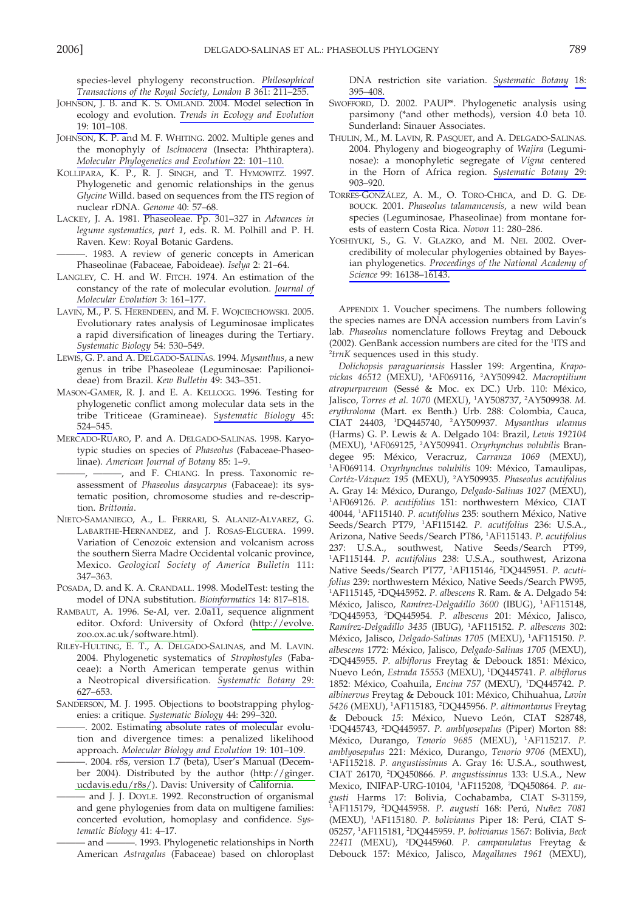species-level phylogeny reconstruction. *Philosophical Transactions of the Royal Society, London B* 361: 211–255.

JOHNSON, J. B. and K. S. OMLAND. 2004. Model selection in ecology and evolution. *Trends in Ecology and Evolution* 19: 101–108.

JOHNSON, K. P. and M. F. WHITING. 2002. Multiple genes and the monophyly of *Ischnocera* (Insecta: Phthiraptera). *Molecular Phylogenetics and Evolution* 22: 101–110.

KOLLIPARA, K. P., R. J. SINGH, and T. HYMOWITZ. 1997. Phylogenetic and genomic relationships in the genus *Glycine* Willd. based on sequences from the ITS region of nuclear rDNA. *Genome* 40: 57–68.

LACKEY, J. A. 1981. Phaseoleae. Pp. 301–327 in *Advances in legume systematics, part 1*, eds. R. M. Polhill and P. H. Raven. Kew: Royal Botanic Gardens.

———. 1983. A review of generic concepts in American Phaseolinae (Fabaceae, Faboideae). *Iselya* 2: 21–64.

LANGLEY, C. H. and W. FITCH. 1974. An estimation of the constancy of the rate of molecular evolution. *Journal of Molecular Evolution* 3: 161–177.

LAVIN, M., P. S. HERENDEEN, and M. F. WOJCIECHOWSKI. 2005. Evolutionary rates analysis of Leguminosae implicates a rapid diversification of lineages during the Tertiary. *Systematic Biology* 54: 530–549.

LEWIS, G. P. and A. DELGADO-SALINAS. 1994. *Mysanthus*, a new genus in tribe Phaseoleae (Leguminosae: Papilionoideae) from Brazil. *Kew Bulletin* 49: 343–351.

MASON-GAMER, R. J. and E. A. KELLOGG. 1996. Testing for phylogenetic conflict among molecular data sets in the tribe Triticeae (Gramineae). *Systematic Biology* 45: 524–545.

MERCADO-RUARO, P. and A. DELGADO-SALINAS. 1998. Karyotypic studies on species of *Phaseolus* (Fabaceae-Phaseolinae). *American Journal of Botany* 85: 1–9.

———, ———, and F. CHIANG. In press. Taxonomic reassessment of *Phaseolus dasycarpus* (Fabaceae): its systematic position, chromosome studies and re-description. *Brittonia*.

NIETO-SAMANIEGO, A., L. FERRARI, S. ALANIZ-ALVAREZ, G. LABARTHE-HERNANDEZ, and J. ROSAS-ELGUERA. 1999. Variation of Cenozoic extension and volcanism across the southern Sierra Madre Occidental volcanic province, Mexico. *Geological Society of America Bulletin* 111: 347–363.

POSADA, D. and K. A. CRANDALL. 1998. ModelTest: testing the model of DNA substitution. *Bioinformatics* 14: 817–818.

RAMBAUT, A. 1996. Se-Al, ver. 2.0a11, sequence alignment editor. Oxford: University of Oxford (http://evolve.zoo.ox.ac.uk/software.html).

RILEY-HULTING, E. T., A. DELGADO-SALINAS, and M. LAVIN. 2004. Phylogenetic systematics of *Strophostyles* (Fabaceae): a North American temperate genus within a Neotropical diversification. *Systematic Botany* 29: 627–653.

SANDERSON, M. J. 1995. Objections to bootstrapping phylogenies: a critique. *Systematic Biology* 44: 299–320.

———. 2002. Estimating absolute rates of molecular evolution and divergence times: a penalized likelihood approach. *Molecular Biology and Evolution* 19: 101–109.

———. 2004. r8s, version 1.7 (beta), User's Manual (December 2004). Distributed by the author (http://ginger.ucdavis.edu/r8s/). Davis: University of California.

——— and J. J. DOYLE. 1992. Reconstruction of organismal and gene phylogenies from data on multigene families: concerted evolution, homoplasy and confidence. *Systematic Biology* 41: 4–17.

——— and ———. 1993. Phylogenetic relationships in North American *Astragalus* (Fabaceae) based on chloroplast DNA restriction site variation. *Systematic Botany* 18: 395–408.

SWOFFORD, D. 2002. PAUP*. Phylogenetic analysis using parsimony (*and other methods), version 4.0 beta 10. Sunderland: Sinauer Associates.

THULIN, M., M. LAVIN, R. PASQUET, and A. DELGADO-SALINAS. 2004. Phylogeny and biogeography of *Wajira* (Leguminosae): a monophyletic segregate of *Vigna* centered in the Horn of Africa region. *Systematic Botany* 29: 903–920.

TORRES-GONZÁLEZ, A. M., O. TORO-CHICA, and D. G. DEBOUCK. 2001. *Phaseolus talamancensis*, a new wild bean species (Leguminosae, Phaseolinae) from montane forests of eastern Costa Rica. *Novon* 11: 280–286.

YOSHIYUKI, S., G. V. GLAZKO, and M. NEI. 2002. Overcredibility of molecular phylogenies obtained by Bayesian phylogenetics. *Proceedings of the National Academy of Science* 99: 16138–16143.

APPENDIX 1. Voucher specimens. The numbers following the species names are DNA accession numbers from Lavin's lab. *Phaseolus* nomenclature follows Freytag and Debouck (2002). GenBank accession numbers are cited for the [1]ITS and [2]*trnK* sequences used in this study.

*Dolichopsis paraguariensis* Hassler 199: Argentina, *Krapovickas 46512* (MEXU), [1]AF069116, [2]AY509942. *Macroptilium atropurpureum* (Sessé & Moc. ex DC.) Urb. 110: México, Jalisco, *Torres et al. 1070* (MEXU), [1]AY508737, [2]AY509938. *M. erythroloma* (Mart. ex Benth.) Urb. 288: Colombia, Cauca, CIAT 24403, [1]DQ445740, [2]AY509937. *Mysanthus uleanus* (Harms) G. P. Lewis & A. Delgado 104: Brazil, *Lewis 192104* (MEXU), [1]AF069125, [2]AY509941. *Oxyrhynchus volubilis* Brandegee 95: México, Veracruz, *Carranza 1069* (MEXU), [1]AF069114. *Oxyrhynchus volubilis* 109: México, Tamaulipas, *Cortéz-Vázquez 195* (MEXU), [2]AY509935. *Phaseolus acutifolius* A. Gray 14: México, Durango, *Delgado-Salinas 1027* (MEXU), [1]AF069126. *P. acutifolius* 151: northwestern México, CIAT 40044, [1]AF115140. *P. acutifolius* 235: southern México, Native Seeds/Search PT79, [1]AF115142. *P. acutifolius* 236: U.S.A., Arizona, Native Seeds/Search PT86, [1]AF115143. *P. acutifolius* 237: U.S.A., southwest, Native Seeds/Search PT99, [1]AF115144. *P. acutifolius* 238: U.S.A., southwest, Arizona Native Seeds/Search PT77, [1]AF115146, [2]DQ445951. *P. acutifolius* 239: northwestern México, Native Seeds/Search PW95, [1]AF115145, [2]DQ445952. *P. albescens* R. Ram. & A. Delgado 54: México, Jalisco, *Ramírez-Delgadillo 3600* (IBUG), [1]AF115148, [2]DQ445953, [2]DQ445954. *P. albescens* 201: México, Jalisco, *Ramírez-Delgadillo 3435* (IBUG), [1]AF115152. *P. albescens* 302: México, Jalisco, *Delgado-Salinas 1705* (MEXU), [1]AF115150. *P. albescens* 1772: México, Jalisco, *Delgado-Salinas 1705* (MEXU), [2]DQ445955. *P. albiflorus* Freytag & Debouck 1851: México, Nuevo León, *Estrada 15553* (MEXU), [1]DQ445741. *P. albiflorus* 1852: México, Coahuila, *Encina 757* (MEXU), [1]DQ445742. *P. albinervus* Freytag & Debouck 101: México, Chihuahua, *Lavin 5426* (MEXU), [1]AF115183, [2]DQ445956. *P. altimontanus* Freytag & Debouck *15*: México, Nuevo León, CIAT S28748, [1]DQ445743, [2]DQ445957. *P. amblyosepalus* (Piper) Morton 88: México, Durango, *Tenorio 9685* (MEXU), [1]AF115217. *P. amblyosepalus* 221: México, Durango, *Tenorio 9706* (MEXU), [1]AF115218. *P. angustissimus* A. Gray 16: U.S.A., southwest, CIAT 26170, [2]DQ450866. *P. angustissimus* 133: U.S.A., New Mexico, INIFAP-URG-10104, [1]AF115208, [2]DQ450864. *P. augusti* Harms 17: Bolivia, Cochabamba, CIAT S-31159, [1]AF115179, [2]DQ445958. *P. augusti* 168: Perú, *Nuñez 7081* (MEXU), [1]AF115180. *P. bolivianus* Piper 18: Perú, CIAT S-05257, [1]AF115181, [2]DQ445959. *P. bolivianus* 1567: Bolivia, *Beck 22411* (MEXU), [2]DQ445960. *P. campanulatus* Freytag & Debouck 157: México, Jalisco, *Magallanes 1961* (MEXU),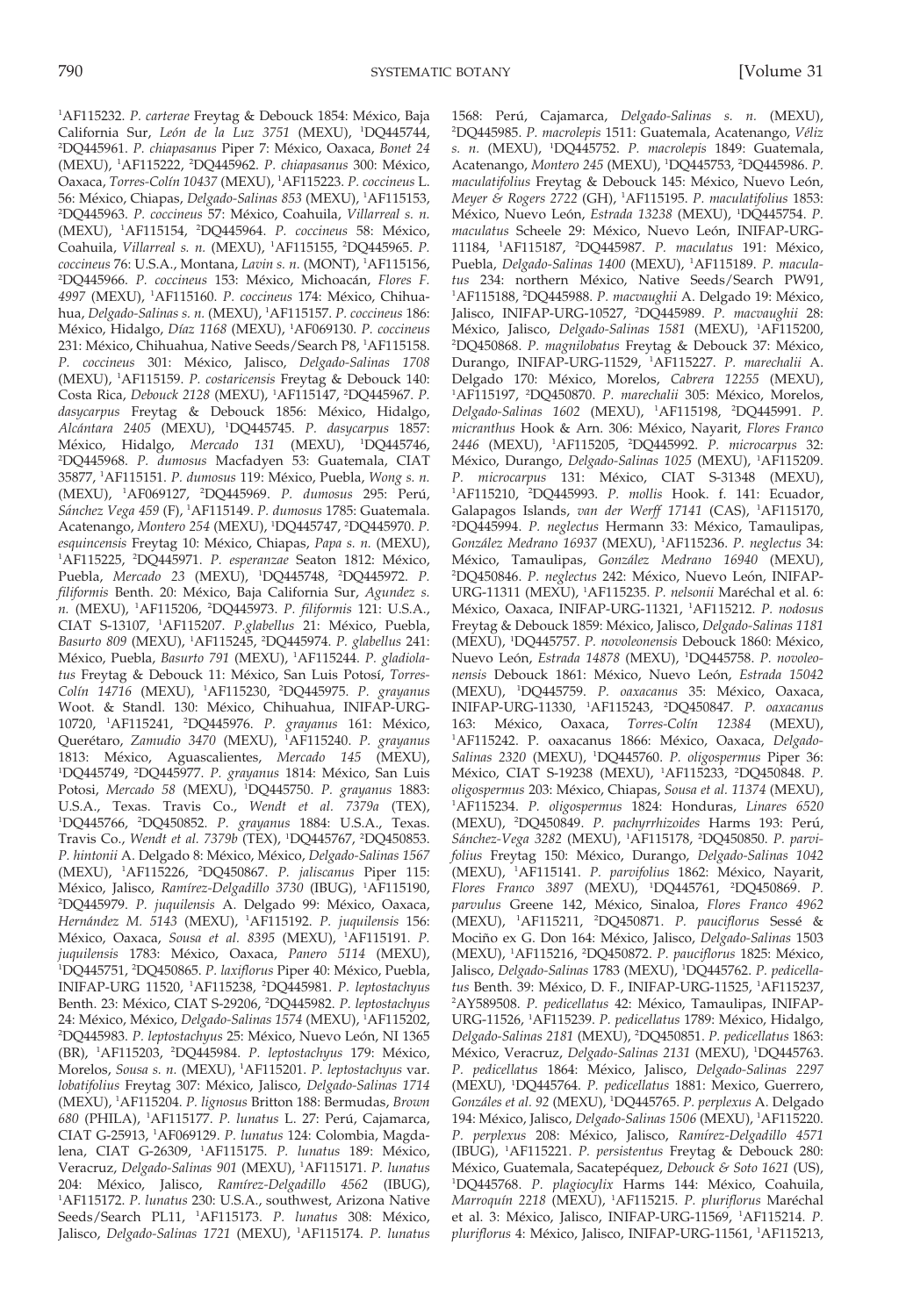[1]AF115232. *P. carterae* Freytag & Debouck 1854: México, Baja California Sur, *León de la Luz 3751* (MEXU), [1]DQ445744, [2]DQ445961. *P. chiapasanus* Piper 7: México, Oaxaca, *Bonet 24* (MEXU), [1]AF115222, [2]DQ445962. *P. chiapasanus* 300: México, Oaxaca, *Torres-Colín 10437* (MEXU), [1]AF115223. *P. coccineus* L. 56: México, Chiapas, *Delgado-Salinas 853* (MEXU), [1]AF115153, [2]DQ445963. *P. coccineus* 57: México, Coahuila, *Villarreal s. n.* (MEXU), [1]AF115154, [2]DQ445964. *P. coccineus* 58: México, Coahuila, *Villarreal s. n.* (MEXU), [1]AF115155, [2]DQ445965. *P. coccineus* 76: U.S.A., Montana, *Lavin s. n.* (MONT), [1]AF115156, [2]DQ445966. *P. coccineus* 153: México, Michoacán, *Flores F. 4997* (MEXU), [1]AF115160. *P. coccineus* 174: México, Chihuahua, *Delgado-Salinas s. n.* (MEXU), [1]AF115157. *P. coccineus* 186: México, Hidalgo, *Díaz 1168* (MEXU), [1]AF069130. *P. coccineus* 231: México, Chihuahua, Native Seeds/Search P8, [1]AF115158. *P. coccineus* 301: México, Jalisco, *Delgado-Salinas 1708* (MEXU), [1]AF115159. *P. costaricensis* Freytag & Debouck 140: Costa Rica, *Debouck 2128* (MEXU), [1]AF115147, [2]DQ445967. *P. dasycarpus* Freytag & Debouck 1856: México, Hidalgo, *Alcántara 2405* (MEXU), [1]DQ445745. *P. dasycarpus* 1857: México, Hidalgo, *Mercado 131* (MEXU), [1]DQ445746, [2]DQ445968. *P. dumosus* Macfadyen 53: Guatemala, CIAT 35877, [1]AF115151. *P. dumosus* 119: México, Puebla, *Wong s. n.* (MEXU), [1]AF069127, [2]DQ445969. *P. dumosus* 295: Perú, *Sánchez Vega 459* (F), [1]AF115149. *P. dumosus* 1785: Guatemala. Acatenango, *Montero 254* (MEXU), [1]DQ445747, [2]DQ445970. *P. esquincensis* Freytag 10: México, Chiapas, *Papa s. n.* (MEXU), [1]AF115225, [2]DQ445971. *P. esperanzae* Seaton 1812: México, Puebla, *Mercado 23* (MEXU), [1]DQ445748, [2]DQ445972. *P. filiformis* Benth. 20: México, Baja California Sur, *Agundez s. n.* (MEXU), [1]AF115206, [2]DQ445973. *P. filiformis* 121: U.S.A., CIAT S-13107, [1]AF115207. *P. glabellus* 21: México, Puebla, *Basurto 809* (MEXU), [1]AF115245, [2]DQ445974. *P. glabellus* 241: México, Puebla, *Basurto 791* (MEXU), [1]AF115244. *P. gladiolatus* Freytag & Debouck 11: México, San Luis Potosí, *Torres-Colín 14716* (MEXU), [1]AF115230, [2]DQ445975. *P. grayanus* Woot. & Standl. 130: México, Chihuahua, INIFAP-URG-10720, [1]AF115241, [2]DQ445976. *P. grayanus* 161: México, Querétaro, *Zamudio 3470* (MEXU), [1]AF115240. *P. grayanus* 1813: México, Aguascalientes, *Mercado 145* (MEXU), [1]DQ445749, [2]DQ445977. *P. grayanus* 1814: México, San Luis Potosi, *Mercado 58* (MEXU), [1]DQ445750. *P. grayanus* 1883: U.S.A., Texas. Travis Co., *Wendt et al. 7379a* (TEX), [1]DQ445766, [2]DQ450852. *P. grayanus* 1884: U.S.A., Texas. Travis Co., *Wendt et al. 7379b* (TEX), [1]DQ445767, [2]DQ450853. *P. hintonii* A. Delgado 8: México, México, *Delgado-Salinas 1567* (MEXU), [1]AF115226, [2]DQ450867. *P. jaliscanus* Piper 115: México, Jalisco, *Ramírez-Delgadillo 3730* (IBUG), [1]AF115190, [2]DQ445979. *P. juquilensis* A. Delgado 99: México, Oaxaca, *Hernández M. 5143* (MEXU), [1]AF115192. *P. juquilensis* 156: México, Oaxaca, *Sousa et al. 8395* (MEXU), [1]AF115191. *P. juquilensis* 1783: México, Oaxaca, *Panero 5114* (MEXU), [1]DQ445751, [2]DQ450865. *P. laxiflorus* Piper 40: México, Puebla, INIFAP-URG 11520, [1]AF115238, [2]DQ445981. *P. leptostachyus* Benth. 23: México, CIAT S-29206, [2]DQ445982. *P. leptostachyus* 24: México, México, *Delgado-Salinas 1574* (MEXU), [1]AF115202, [2]DQ445983. *P. leptostachyus* 25: México, Nuevo León, NI 1365 (BR), [1]AF115203, [2]DQ445984. *P. leptostachyus* 179: México, Morelos, *Sousa s. n.* (MEXU), [1]AF115201. *P. leptostachyus* var. *lobatifolius* Freytag 307: México, Jalisco, *Delgado-Salinas 1714* (MEXU), [1]AF115204. *P. lignosus* Britton 188: Bermudas, *Brown 680* (PHILA), [1]AF115177. *P. lunatus* L. 27: Perú, Cajamarca, CIAT G-25913, [1]AF069129. *P. lunatus* 124: Colombia, Magdalena, CIAT G-26309, [1]AF115175. *P. lunatus* 189: México, Veracruz, *Delgado-Salinas 901* (MEXU), [1]AF115171. *P. lunatus* 204: México, Jalisco, *Ramírez-Delgadillo 4562* (IBUG), [1]AF115172. *P. lunatus* 230: U.S.A., southwest, Arizona Native Seeds/Search PL11, [1]AF115173. *P. lunatus* 308: México, Jalisco, *Delgado-Salinas 1721* (MEXU), [1]AF115174. *P. lunatus* 1568: Perú, Cajamarca, *Delgado-Salinas s. n.* (MEXU), [2]DQ445985. *P. macrolepis* 1511: Guatemala, Acatenango, *Véliz s. n.* (MEXU), [1]DQ445752. *P. macrolepis* 1849: Guatemala, Acatenango, *Montero 245* (MEXU), [1]DQ445753, [2]DQ445986. *P. maculatifolius* Freytag & Debouck 145: México, Nuevo León, *Meyer & Rogers 2722* (GH), [1]AF115195. *P. maculatifolius* 1853: México, Nuevo León, *Estrada 13238* (MEXU), [1]DQ445754. *P. maculatus* Scheele 29: México, Nuevo León, INIFAP-URG-11184, [1]AF115187, [2]DQ445987. *P. maculatus* 191: México, Puebla, *Delgado-Salinas 1400* (MEXU), [1]AF115189. *P. maculatus* 234: northern México, Native Seeds/Search PW91, [1]AF115188, [2]DQ445988. *P. macvaughii* A. Delgado 19: México, Jalisco, INIFAP-URG-10527, [2]DQ445989. *P. macvaughii* 28: México, Jalisco, *Delgado-Salinas 1581* (MEXU), [1]AF115200, [2]DQ450868. *P. magnilobatus* Freytag & Debouck 37: México, Durango, INIFAP-URG-11529, [1]AF115227. *P. marechalii* A. Delgado 170: México, Morelos, *Cabrera 12255* (MEXU), [1]AF115197, [2]DQ450870. *P. marechalii* 305: México, Morelos, *Delgado-Salinas 1602* (MEXU), [1]AF115198, [2]DQ445991. *P. micranthus* Hook & Arn. 306: México, Nayarit, *Flores Franco 2446* (MEXU), [1]AF115205, [2]DQ445992. *P. microcarpus* 32: México, Durango, *Delgado-Salinas 1025* (MEXU), [1]AF115209. *P. microcarpus* 131: México, CIAT S-31348 (MEXU), [1]AF115210, [2]DQ445993. *P. mollis* Hook. f. 141: Ecuador, Galapagos Islands, *van der Werff 17141* (CAS), [1]AF115170, [2]DQ445994. *P. neglectus* Hermann 33: México, Tamaulipas, *González Medrano 16937* (MEXU), [1]AF115236. *P. neglectus* 34: México, Tamaulipas, *González Medrano 16940* (MEXU), [2]DQ450846. *P. neglectus* 242: México, Nuevo León, INIFAP-URG-11311 (MEXU), [1]AF115235. *P. nelsonii* Maréchal et al. 6: México, Oaxaca, INIFAP-URG-11321, [1]AF115212. *P. nodosus* Freytag & Debouck 1859: México, Jalisco, *Delgado-Salinas 1181* (MEXU), [1]DQ445757. *P. novoleonensis* Debouck 1860: México, Nuevo León, *Estrada 14878* (MEXU), [1]DQ445758. *P. novoleonensis* Debouck 1861: México, Nuevo León, *Estrada 15042* (MEXU), [1]DQ445759. *P. oaxacanus* 35: México, Oaxaca, INIFAP-URG-11330, [1]AF115243, [2]DQ450847. *P. oaxacanus* 163: México, Oaxaca, *Torres-Colín 12384* (MEXU), [1]AF115242. P. oaxacanus 1866: México, Oaxaca, *Delgado-Salinas 2320* (MEXU), [1]DQ445760. *P. oligospermus* Piper 36: México, CIAT S-19238 (MEXU), [1]AF115233, [2]DQ450848. *P. oligospermus* 203: México, Chiapas, *Sousa et al. 11374* (MEXU), [1]AF115234. *P. oligospermus* 1824: Honduras, *Linares 6520* (MEXU), [2]DQ450849. *P. pachyrrhizoides* Harms 193: Perú, *Sánchez-Vega 3282* (MEXU), [1]AF115178, [2]DQ450850. *P. parvifolius* Freytag 150: México, Durango, *Delgado-Salinas 1042* (MEXU), [1]AF115141. *P. parvifolius* 1862: México, Nayarit, *Flores Franco 3897* (MEXU), [1]DQ445761, [2]DQ450869. *P. parvulus* Greene 142, México, Sinaloa, *Flores Franco 4962* (MEXU), [1]AF115211, [2]DQ450871. *P. pauciflorus* Sessé & Mociño ex G. Don 164: México, Jalisco, *Delgado-Salinas* 1503 (MEXU), [1]AF115216, [2]DQ450872. *P. pauciflorus* 1825: México, Jalisco, *Delgado-Salinas* 1783 (MEXU), [1]DQ445762. *P. pedicellatus* Benth. 39: México, D. F., INIFAP-URG-11525, [1]AF115237, [2]AY589508. *P. pedicellatus* 42: México, Tamaulipas, INIFAP-URG-11526, [1]AF115239. *P. pedicellatus* 1789: México, Hidalgo, *Delgado-Salinas 2181* (MEXU), [2]DQ450851. *P. pedicellatus* 1863: México, Veracruz, *Delgado-Salinas 2131* (MEXU), [1]DQ445763. *P. pedicellatus* 1864: México, Jalisco, *Delgado-Salinas 2297* (MEXU), [1]DQ445764. *P. pedicellatus* 1881: México, Guerrero, *Gonzáles et al. 92* (MEXU), [1]DQ445765. *P. perplexus* A. Delgado 194: México, Jalisco, *Delgado-Salinas 1506* (MEXU), [1]AF115220. *P. perplexus* 208: México, Jalisco, *Ramírez-Delgadillo 4571* (IBUG), [1]AF115221. *P. persistentus* Freytag & Debouck 280: México, Guatemala, Sacatepéquez, *Debouck & Soto 1621* (US), [1]DQ445768. *P. plagiocylix* Harms 144: México, Coahuila, *Marroquín 2218* (MEXU), [1]AF115215. *P. pluriflorus* Maréchal et al. 3: México, Jalisco, INIFAP-URG-11569, [1]AF115214. *P. pluriflorus* 4: México, Jalisco, INIFAP-URG-11561, [1]AF115213,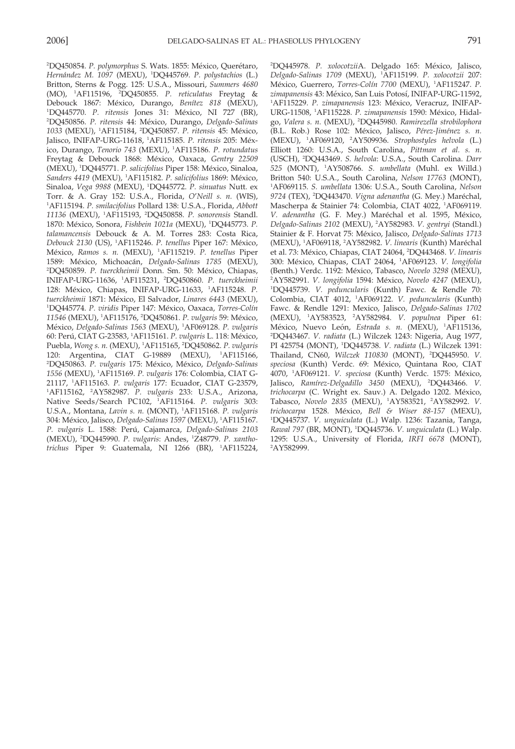[2]DQ450854. *P. polymorphus* S. Wats. 1855: México, Querétaro, *Hernández M. 1097* (MEXU), [1]DQ445769. *P. polystachios* (L.) Britton, Sterns & Pogg. 125: U.S.A., Missouri, *Summers 4680* (MO), [1]AF115196, [2]DQ450855. *P. reticulatus* Freytag & Debouck 1867: México, Durango, *Benítez 818* (MEXU), [1]DQ445770. *P. ritensis* Jones 31: México, NI 727 (BR), [2]DQ450856. *P. ritensis* 44: México, Durango, *Delgado-Salinas 1033* (MEXU), [1]AF115184, [2]DQ450857. *P. ritensis* 45: México, Jalisco, INIFAP-URG-11618, [1]AF115185. *P. ritensis* 205: México, Durango, *Tenorio 743* (MEXU), [1]AF115186. *P. rotundatus* Freytag & Debouck 1868: México, Oaxaca, *Gentry 22509* (MEXU), [1]DQ445771. *P. salicifolius* Piper 158: México, Sinaloa, *Sanders 4419* (MEXU), [1]AF115182. *P. salicifolius* 1869: México, Sinaloa, *Vega 9988* (MEXU), [1]DQ445772. *P. sinuatus* Nutt. ex Torr. & A. Gray 152: U.S.A., Florida, *O'Neill s. n.* (WIS), [1]AF115194. *P. smilacifolius* Pollard 138: U.S.A., Florida, *Abbott 11136* (MEXU), [1]AF115193, [2]DQ450858. *P. sonorensis* Standl. 1870: México, Sonora, *Fishbein 1021a* (MEXU), [1]DQ445773. *P. talamancensis* Debouck & A. M. Torres 283: Costa Rica, *Debouck 2130* (US), [1]AF115246. *P. tenellus* Piper 167: México, México, *Ramos s. n.* (MEXU), [1]AF115219. *P. tenellus* Piper 1589: México, Michoacán, *Delgado-Salinas 1785* (MEXU), [2]DQ450859. *P. tuerckheimii* Donn. Sm. 50: México, Chiapas, INIFAP-URG-11636, [1]AF115231, [2]DQ450860. *P. tuerckheimii* 128: México, Chiapas, INIFAP-URG-11633, [1]AF115248. *P. tuerckheimii* 1871: México, El Salvador, *Linares 6443* (MEXU), [1]DQ445774. *P. viridis* Piper 147: México, Oaxaca, *Torres-Colín 11546* (MEXU), [1]AF115176, [2]DQ450861. *P. vulgaris* 59: México, México, *Delgado-Salinas 1563* (MEXU), [1]AF069128. *P. vulgaris* 60: Perú, CIAT G-23583, [1]AF115161. *P. vulgaris* L. 118: México, Puebla, *Wong s. n.* (MEXU), [1]AF115165, [2]DQ450862. *P. vulgaris* 120: Argentina, CIAT G-19889 (MEXU), [1]AF115166, [2]DQ450863. *P. vulgaris* 175: México, México, *Delgado-Salinas 1556* (MEXU), [1]AF115169. *P. vulgaris* 176: Colombia, CIAT G-21117, [1]AF115163. *P. vulgaris* 177: Ecuador, CIAT G-23579, [1]AF115162, [2]AY582987. *P. vulgaris* 233: U.S.A., Arizona, Native Seeds/Search PC102, [1]AF115164. *P. vulgaris* 303: U.S.A., Montana, *Lavin s. n.* (MONT), [1]AF115168. *P. vulgaris* 304: México, Jalisco, *Delgado-Salinas 1597* (MEXU), [1]AF115167. *P. vulgaris* L. 1588: Perú, Cajamarca, *Delgado-Salinas 2103* (MEXU), [2]DQ445990. *P. vulgaris*: Andes, [1]Z48779. *P. xanthotrichus* Piper 9: Guatemala, NI 1266 (BR), [1]AF115224, [2]DQ445978. *P. xolocotzii* A. Delgado 165: México, Jalisco, *Delgado-Salinas 1709* (MEXU), [1]AF115199. *P. xolocotzii* 207: México, Guerrero, *Torres-Colín 7700* (MEXU), [1]AF115247. *P. zimapanensis* 43: México, San Luis Potosí, INIFAP-URG-11592, [1]AF115229. *P. zimapanensis* 123: México, Veracruz, INIFAP-URG-11508, [1]AF115228. *P. zimapanensis* 1590: México, Hidalgo, *Valera s. n.* (MEXU), [2]DQ445980. *Ramirezella strobilophora* (B.L. Rob.) Rose 102: México, Jalisco, *Pérez-Jiménez s. n.* (MEXU), [1]AF069120, [2]AY509936. *Strophostyles helvola* (L.) Elliott 1260: U.S.A., South Carolina, *Pittman et al. s. n.* (USCH), [2]DQ443469. *S. helvola*: U.S.A., South Carolina. *Darr 525* (MONT), [1]AY508766. *S. umbellata* (Muhl. ex Willd.) Britton 540: U.S.A., South Carolina, *Nelson 17763* (MONT), [1]AF069115. *S. umbellata* 1306: U.S.A., South Carolina, *Nelson 9724* (TEX), [2]DQ443470. *Vigna adenantha* (G. Mey.) Maréchal, Mascherpa & Stainier 74: Colombia, CIAT 4022, [1]AF069119. *V. adenantha* (G. F. Mey.) Maréchal et al. 1595, México, *Delgado-Salinas 2102* (MEXU), [2]AY582983. *V. gentryi* (Standl.) Stainier & F. Horvat 75: México, Jalisco, *Delgado-Salinas 1713* (MEXU), [1]AF069118, [2]AY582982. *V. linearis* (Kunth) Maréchal et al. 73: México, Chiapas, CIAT 24064, [2]DQ443468. *V. linearis* 300: México, Chiapas, CIAT 24064, [1]AF069123. *V. longifolia* (Benth.) Verdc. 1192: México, Tabasco, *Novelo 3298* (MEXU), [2]AY582991. *V. longifolia* 1594: México, *Novelo 4247* (MEXU), [1]DQ445739. *V. peduncularis* (Kunth) Fawc. & Rendle 70: Colombia, CIAT 4012, [1]AF069122. *V. peduncularis* (Kunth) Fawc. & Rendle 1291: Mexico, Jalisco, *Delgado-Salinas 1702* (MEXU), [1]AY583523, [2]AY582984. *V. populnea* Piper 61: México, Nuevo León, *Estrada s. n.* (MEXU), [1]AF115136, [2]DQ443467. *V. radiata* (L.) Wilczek 1243: Nigeria, Aug 1977, PI 425754 (MONT), [1]DQ445738. *V. radiata* (L.) Wilczek 1391: Thailand, CN60, *Wilczek 110830* (MONT), [2]DQ445950. *V. speciosa* (Kunth) Verdc. 69: México, Quintana Roo, CIAT 4070, [1]AF069121. *V. speciosa* (Kunth) Verdc. 1575: México, Jalisco, *Ramírez-Delgadillo 3450* (MEXU), [2]DQ443466. *V. trichocarpa* (C. Wright ex. Sauv.) A. Delgado 1202. México, Tabasco, *Novelo 2835* (MEXU), [1]AY583521, [2]AY582992. *V. trichocarpa* 1528. México, *Bell & Wiser 88-157* (MEXU), [1]DQ445737. *V. unguiculata* (L.) Walp. 1236: Tazania, Tanga, *Rawal 797* (BR, MONT), [1]DQ445736. *V. unguiculata* (L.) Walp. 1295: U.S.A., University of Florida, *IRFI 6678* (MONT), [2]AY582999.